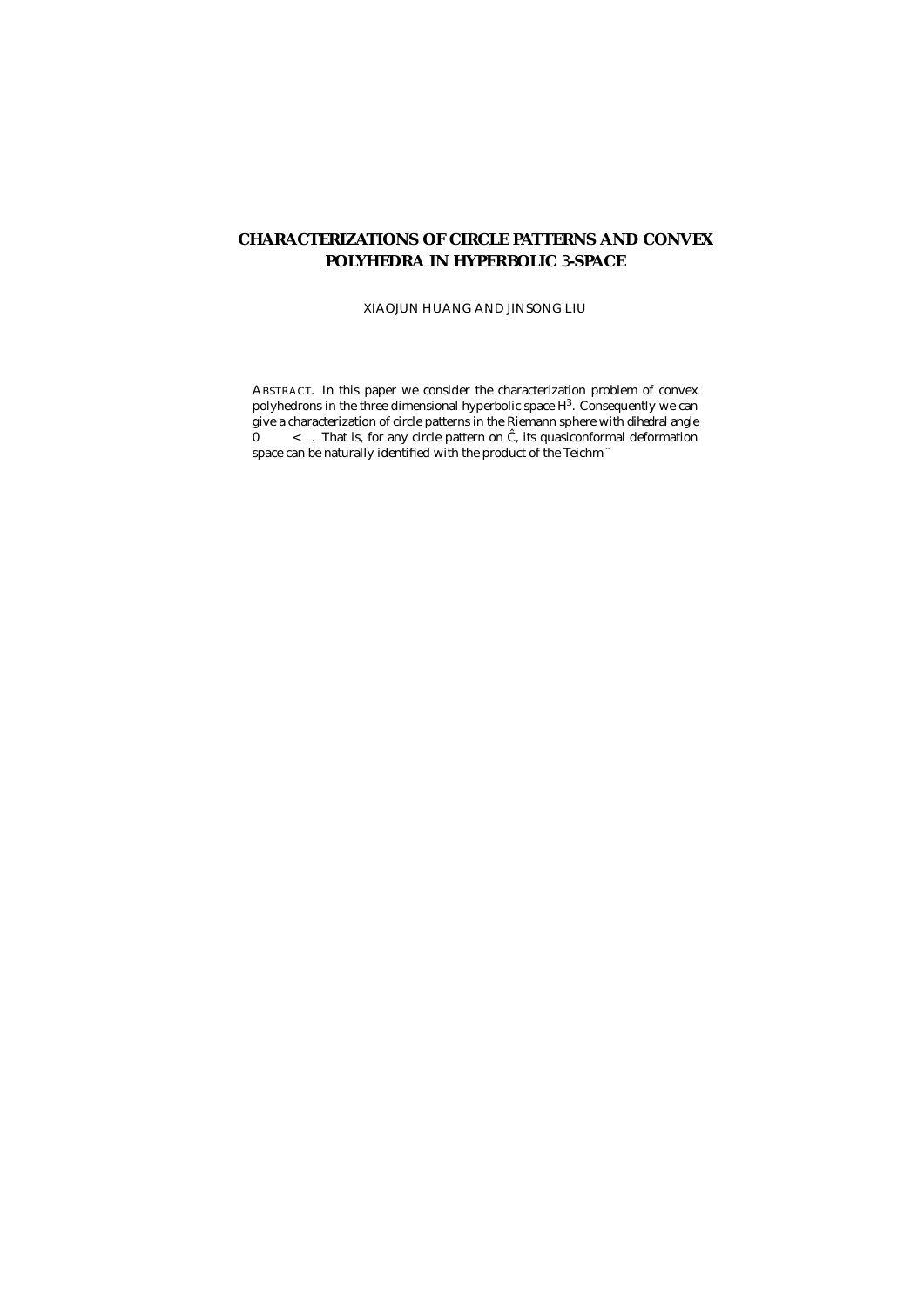# CHARACTERIZATIONS OF CIRCLE PATTERNS AND CONVEX POLYHEDRA IN HYPERBOLIC 3-SPACE

XIAOJUN HUANG AND JINSONG LIU

ABSTRACT. In this paper we consider the characterization problem of convex polyhedrons in the three dimensional hyperbolic space $H^3$. Consequently we can give a characterization of circle patterns in the Riemann sphere with dihedral angle $0 \quad < \;$. That is, for any circle pattern on $\hat{C}$, its quasiconformal deformation space can be naturally identified with the product of the Teichm ¨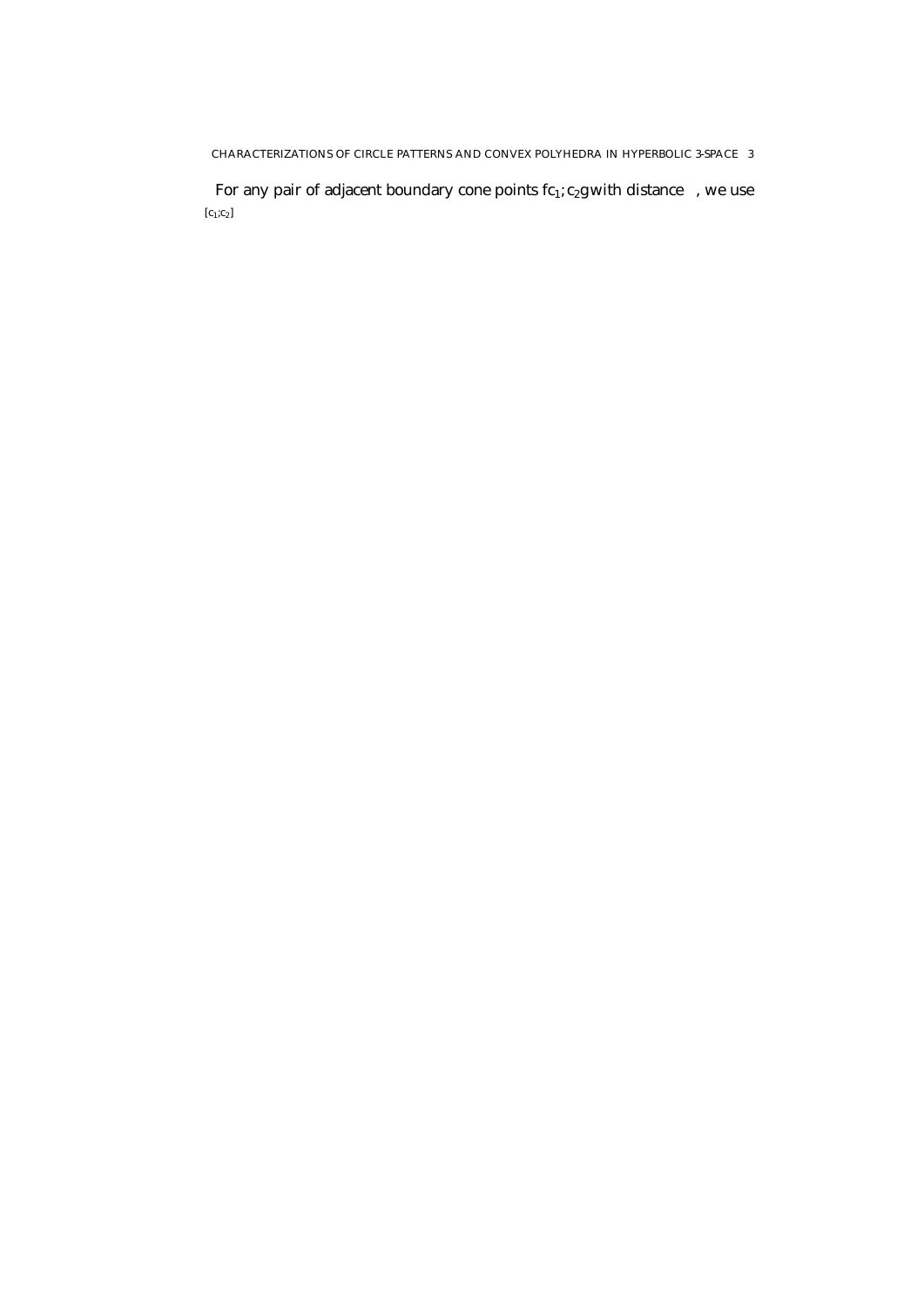For any pair of adjacent boundary cone points $\{c_1, c_2\}$ with distance , we use $[c_1, c_2]$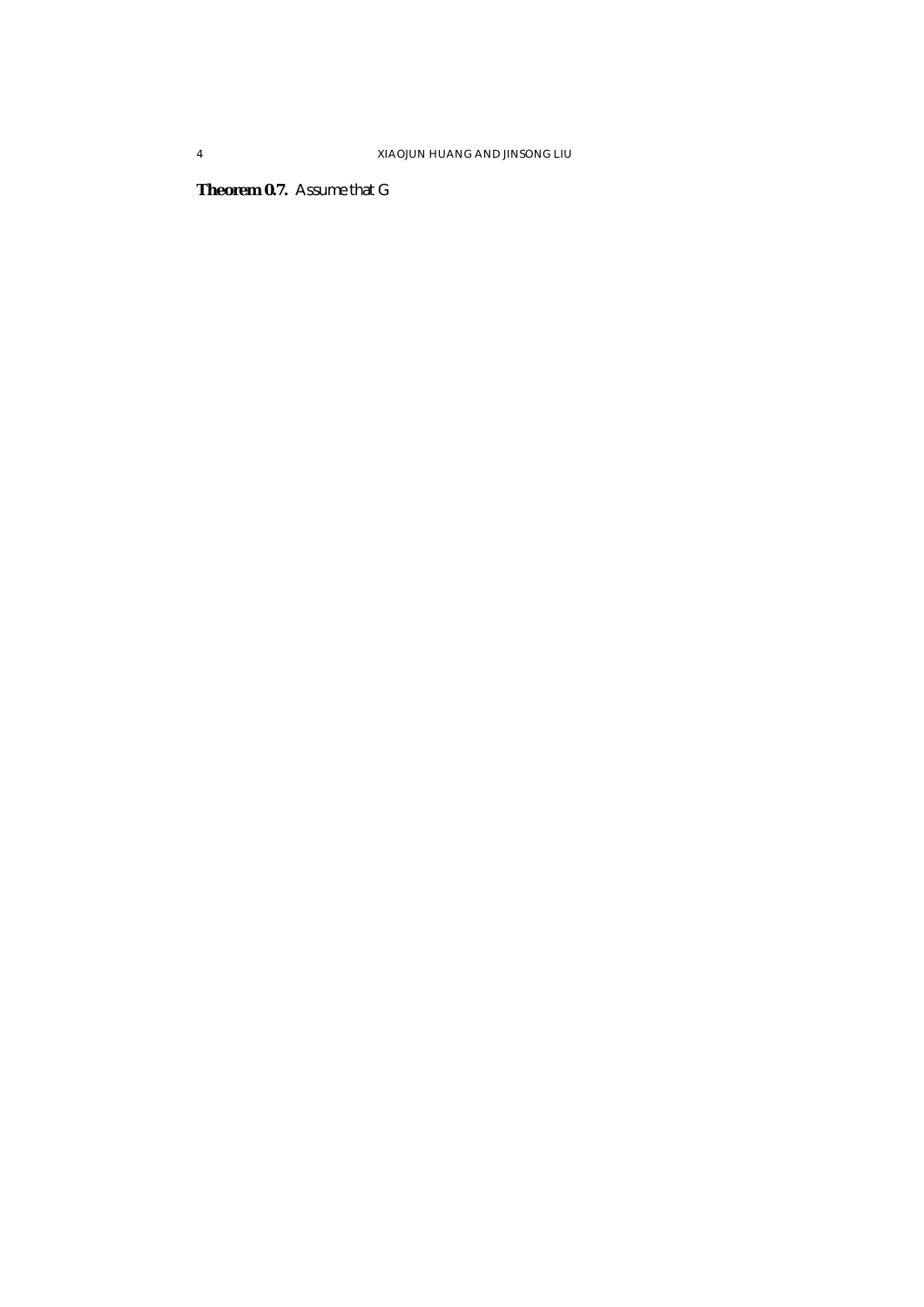**Theorem 0.7.** *Assume that* $G$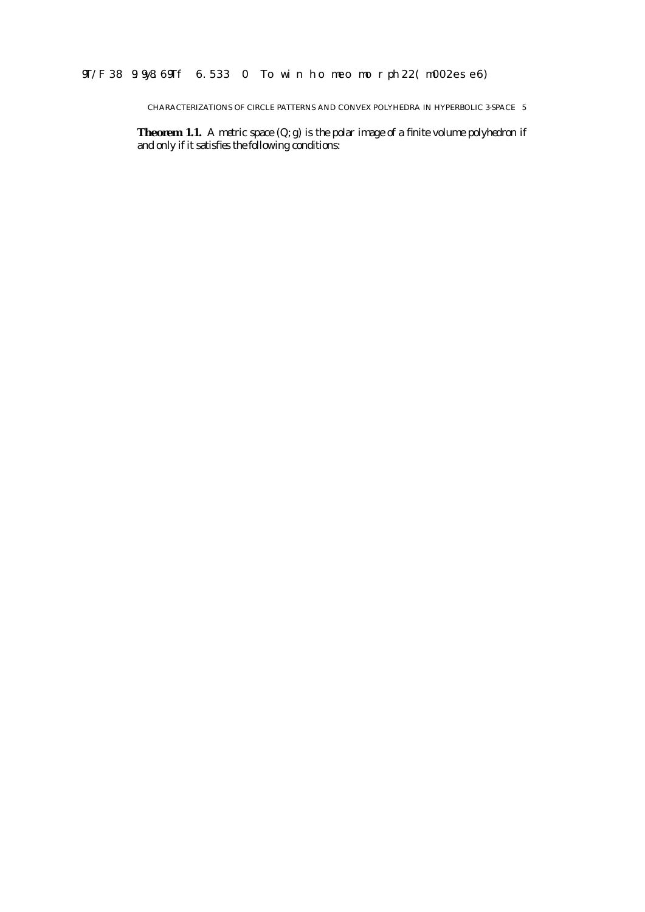**Theorem 1.1.** *A metric space $(Q; g)$ is the polar image of a finite volume polyhedron if and only if it satisfies the following conditions:*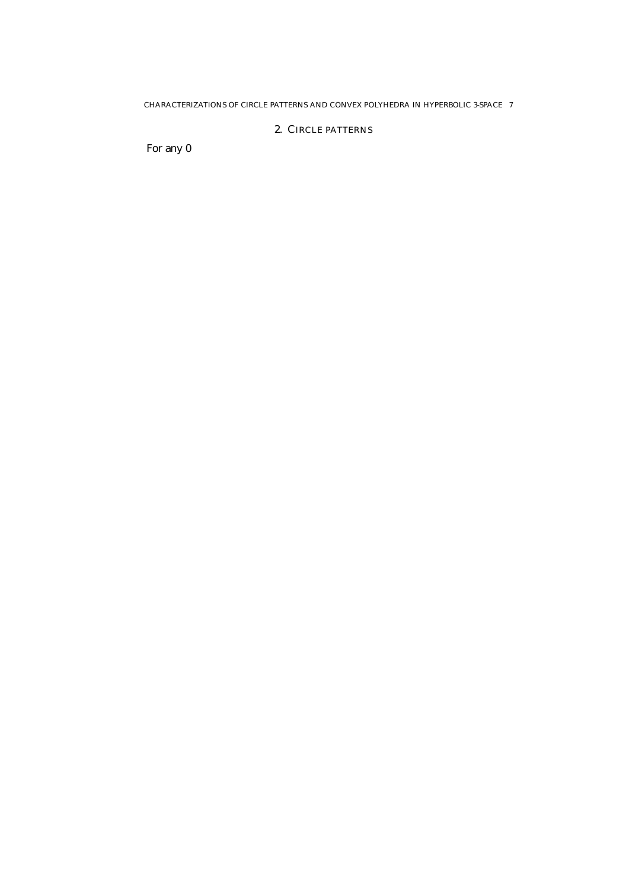## 2. Circle patterns

For any 0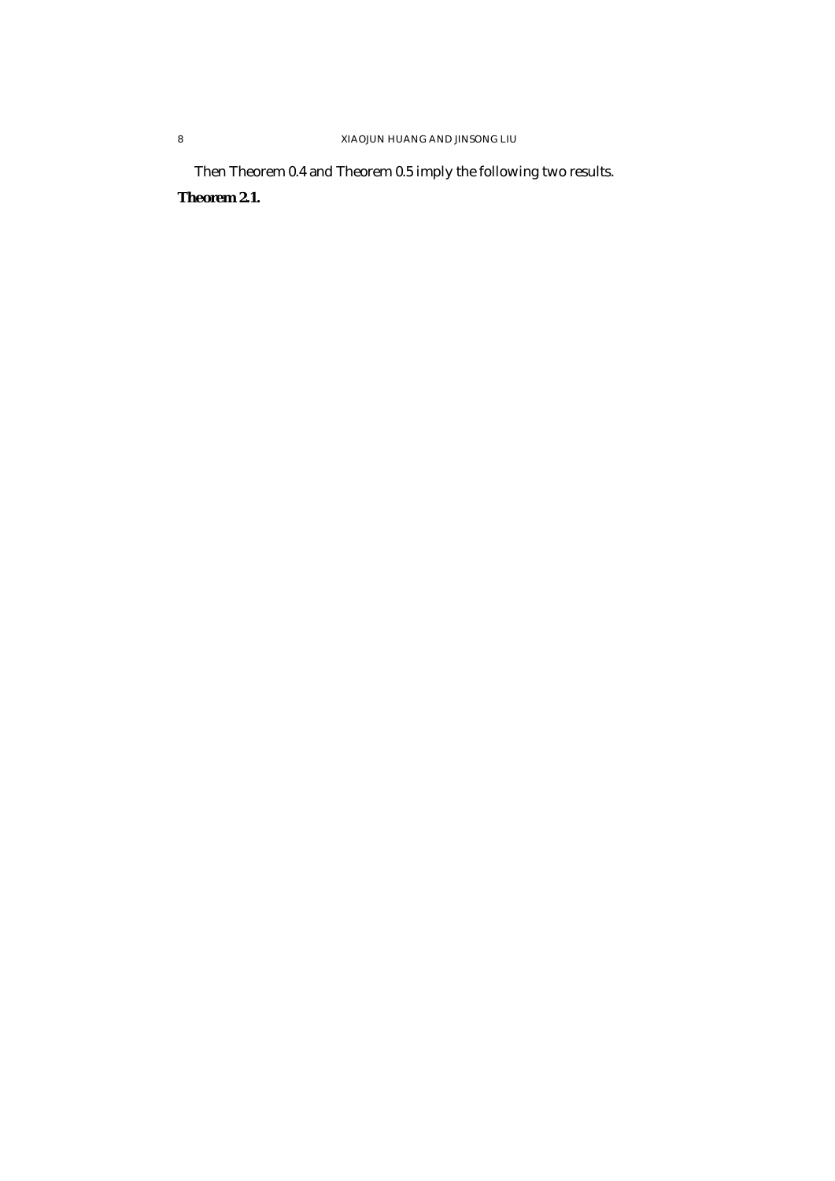Then Theorem 0.4 and Theorem 0.5 imply the following two results.

**Theorem 2.1.**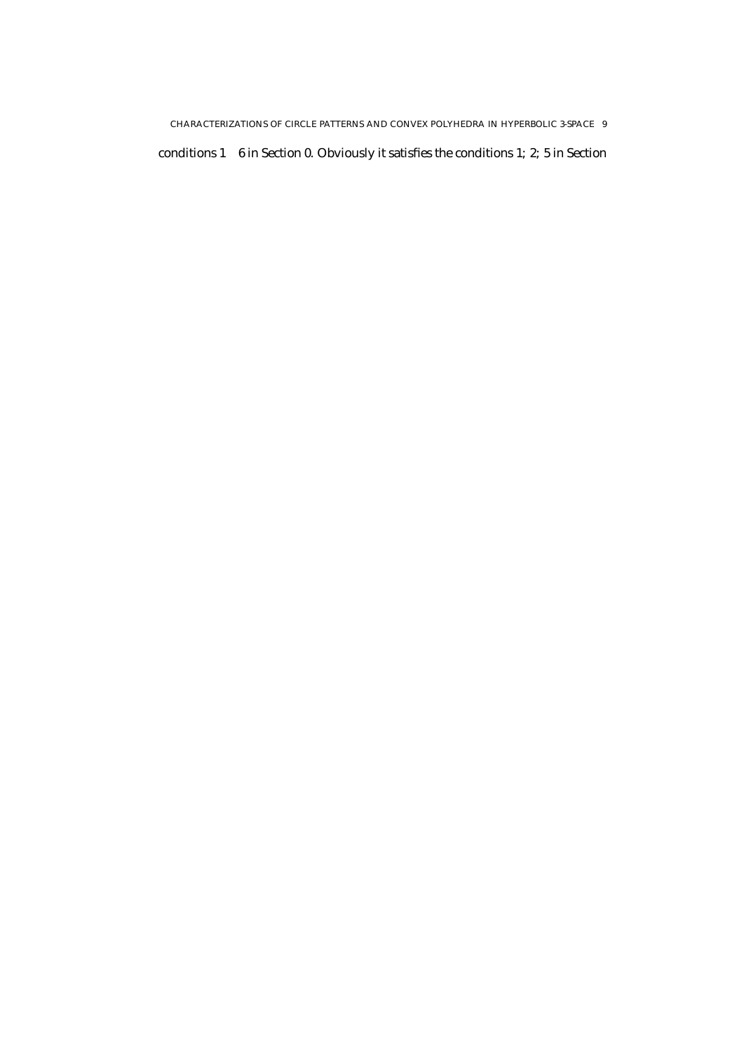conditions $1 - 6$ in Section 0. Obviously it satisfies the conditions $1; 2; 5$ in Section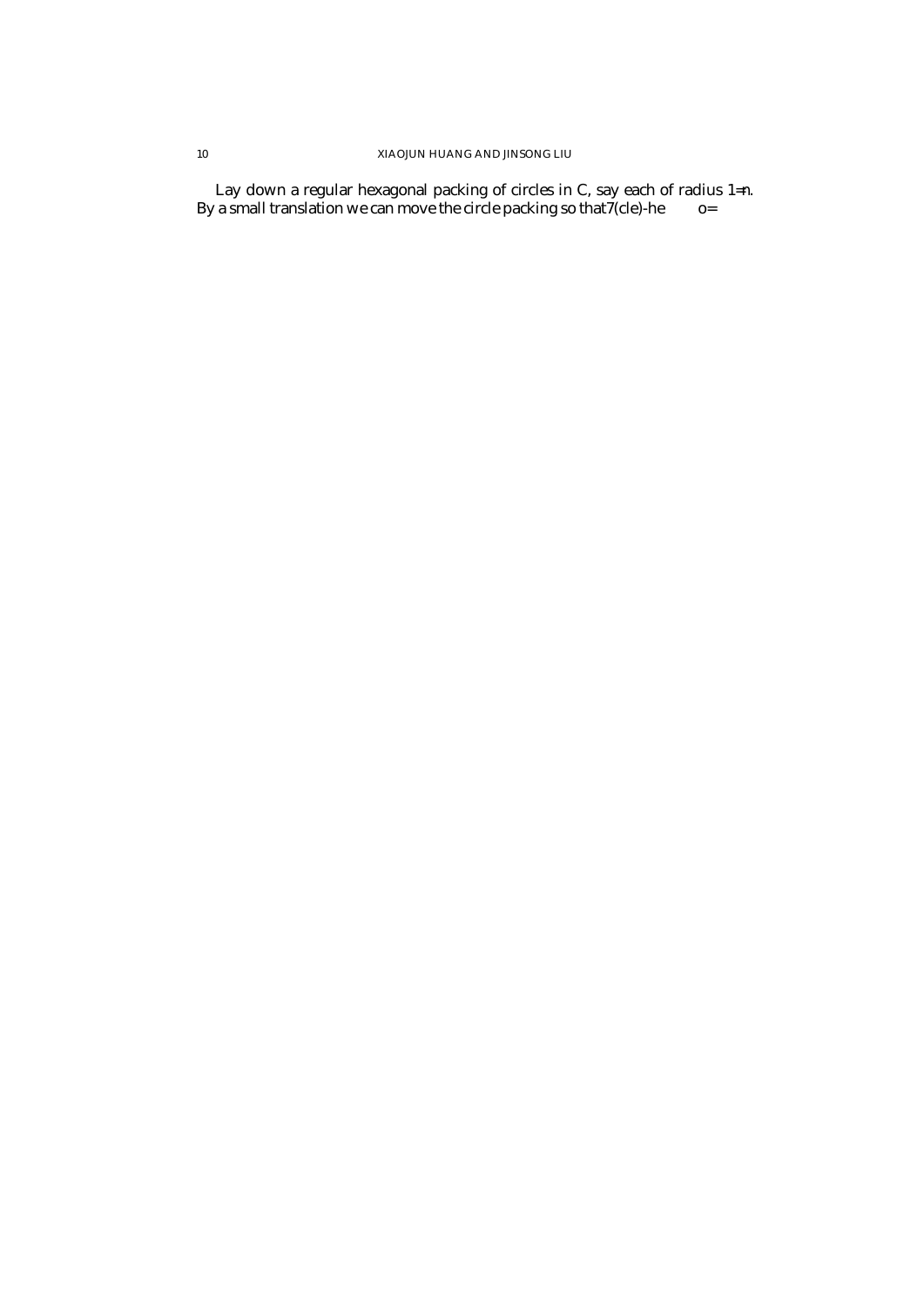Lay down a regular hexagonal packing of circles in $\mathbb{C}$, say each of radius $1/n$. By a small translation we can move the circle packing so that7(cle)-he o=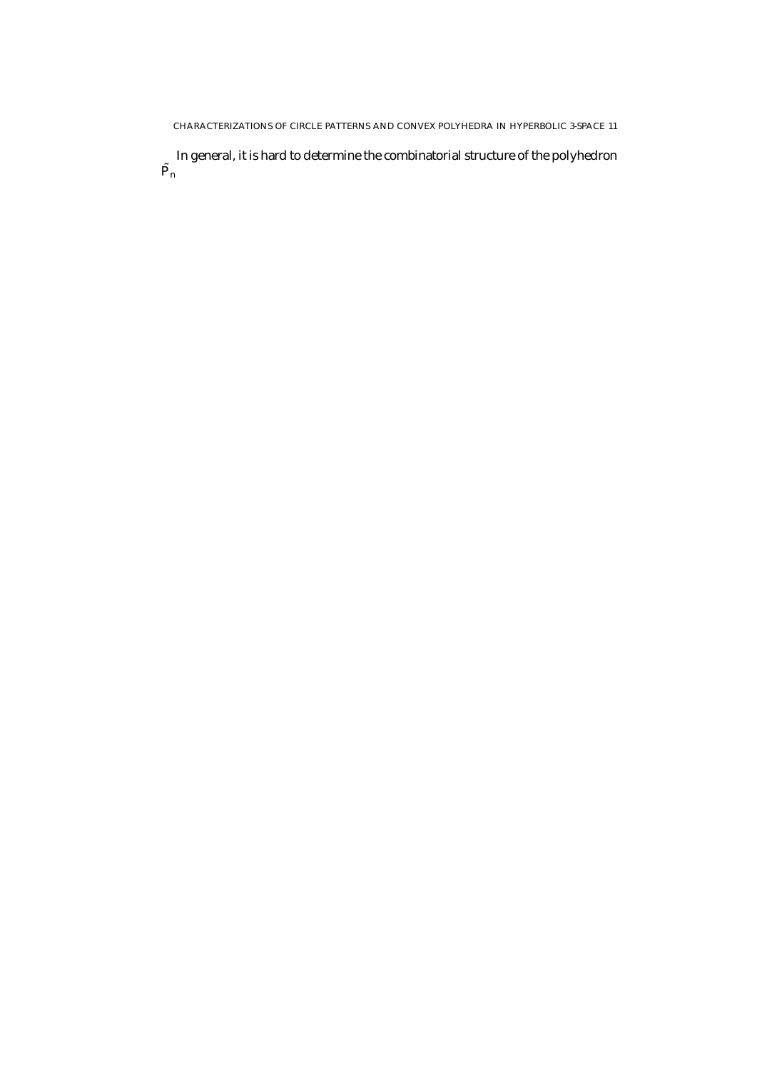In general, it is hard to determine the combinatorial structure of the polyhedron $\tilde{P}_n$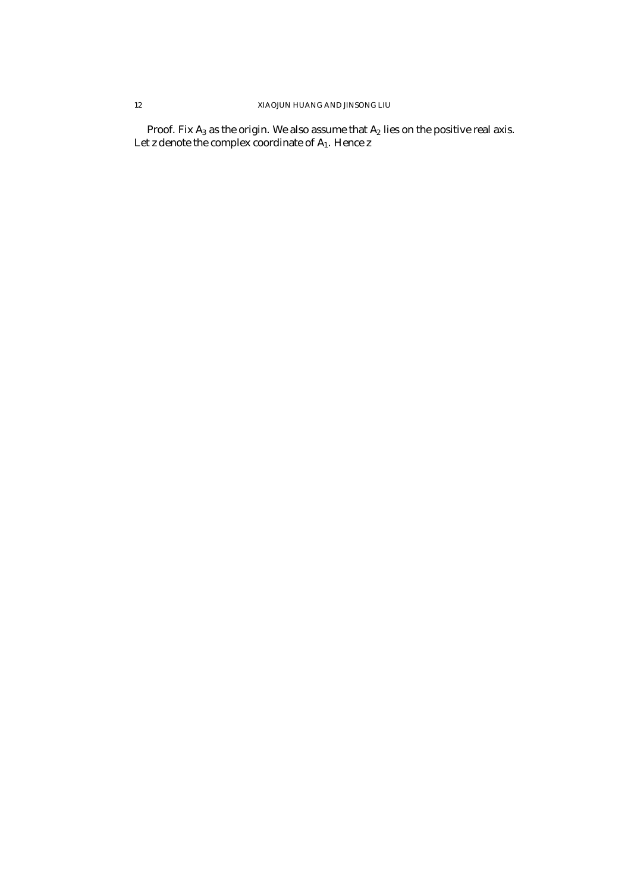*Proof.* Fix $A_3$ as the origin. We also assume that $A_2$ lies on the positive real axis. Let $z$ denote the complex coordinate of $A_1$. Hence $z$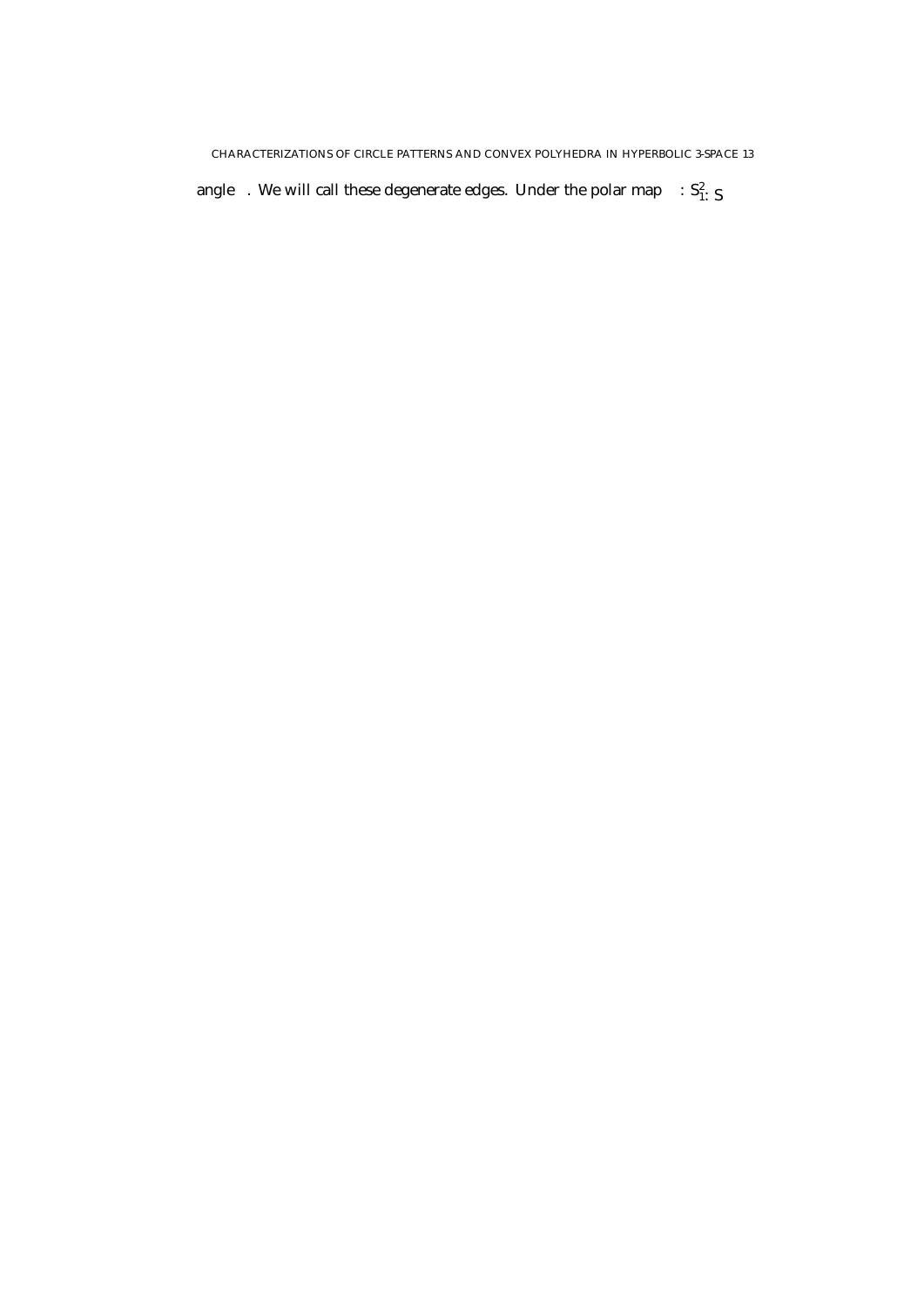angle . We will call these degenerate edges. Under the polar map : $S^2_1$: S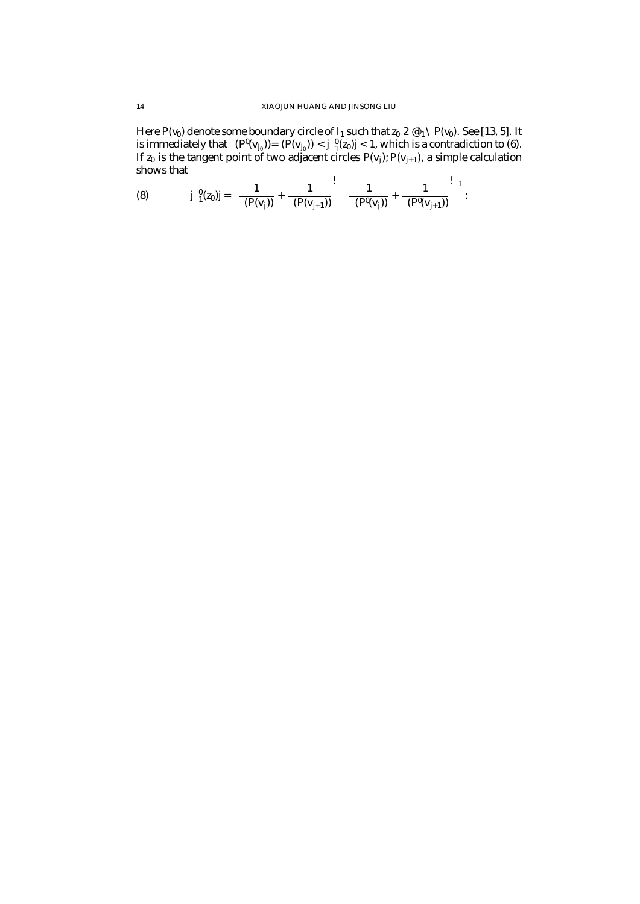Here $P(v_0)$ denote some boundary circle of $I_1$ such that $z_0 \in \partial I_1 \cap P(v_0)$. See [13, 5]. It is immediately that $\rho(P'(v_{j_0}))/\rho(P(v_{j_0})) < |\phi_1'(z_0)| < 1$, which is a contradiction to (6). If $z_0$ is the tangent point of two adjacent circles $P(v_j), P(v_{j+1})$, a simple calculation shows that

$$
(8) \qquad |\phi_1'(z_0)| = \left( \frac{1}{\rho(P(v_j))} + \frac{1}{\rho(P(v_{j+1}))} \right) \left( \frac{1}{\rho(P'(v_j))} + \frac{1}{\rho(P'(v_{j+1}))} \right)^{-1}.
$$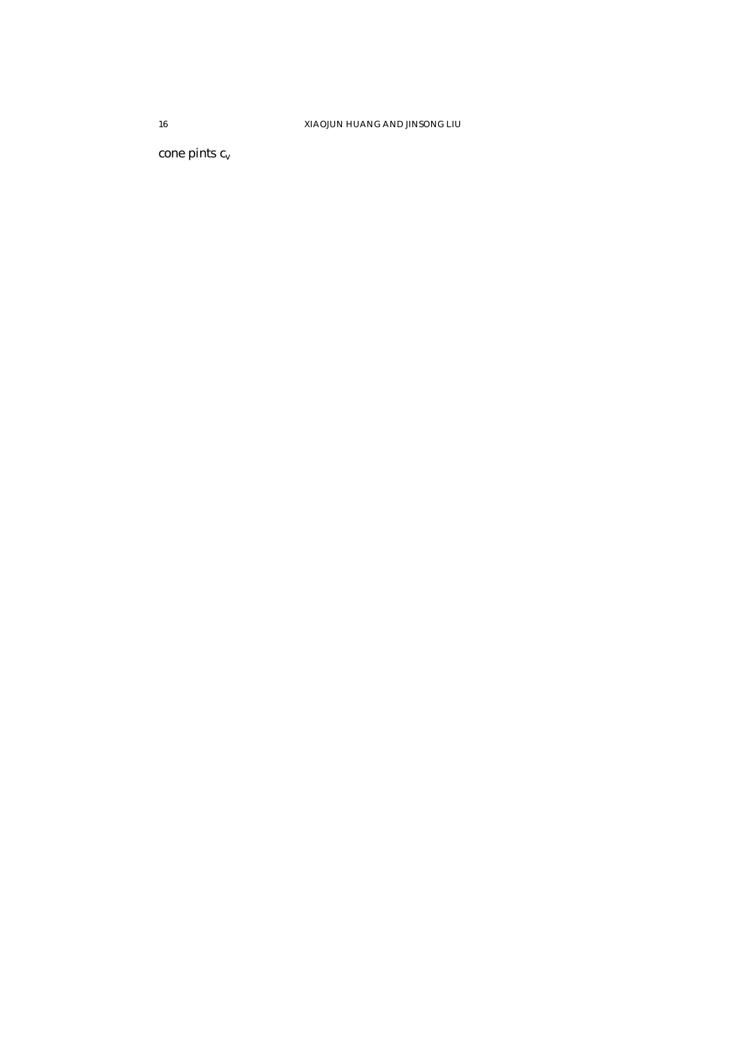cone pints $c_v$